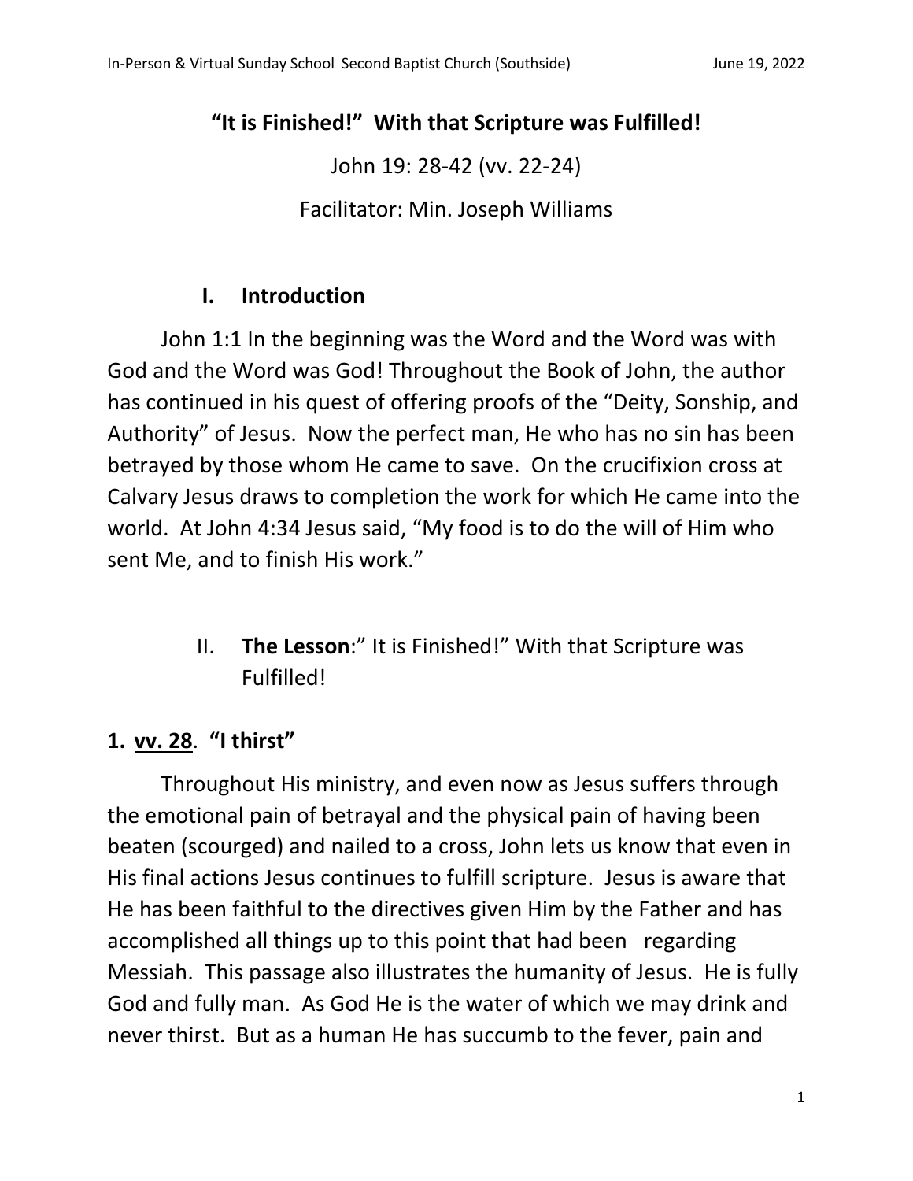# "It is Finished!" With that Scripture was Fulfilled!

John 19: 28-42 (vv. 22-24)

Facilitator: Min. Joseph Williams

## I. Introduction

John 1:1 In the beginning was the Word and the Word was with God and the Word was God! Throughout the Book of John, the author has continued in his quest of offering proofs of the "Deity, Sonship, and Authority" of Jesus. Now the perfect man, He who has no sin has been betrayed by those whom He came to save. On the crucifixion cross at Calvary Jesus draws to completion the work for which He came into the world. At John 4:34 Jesus said, "My food is to do the will of Him who sent Me, and to finish His work."

## II. **The Lesson**:" It is Finished!" With that Scripture was Fulfilled!

### 1. <u>vv. 28</u>. "I thirst"

Throughout His ministry, and even now as Jesus suffers through the emotional pain of betrayal and the physical pain of having been beaten (scourged) and nailed to a cross, John lets us know that even in His final actions Jesus continues to fulfill scripture. Jesus is aware that He has been faithful to the directives given Him by the Father and has accomplished all things up to this point that had been regarding Messiah. This passage also illustrates the humanity of Jesus. He is fully God and fully man. As God He is the water of which we may drink and never thirst. But as a human He has succumb to the fever, pain and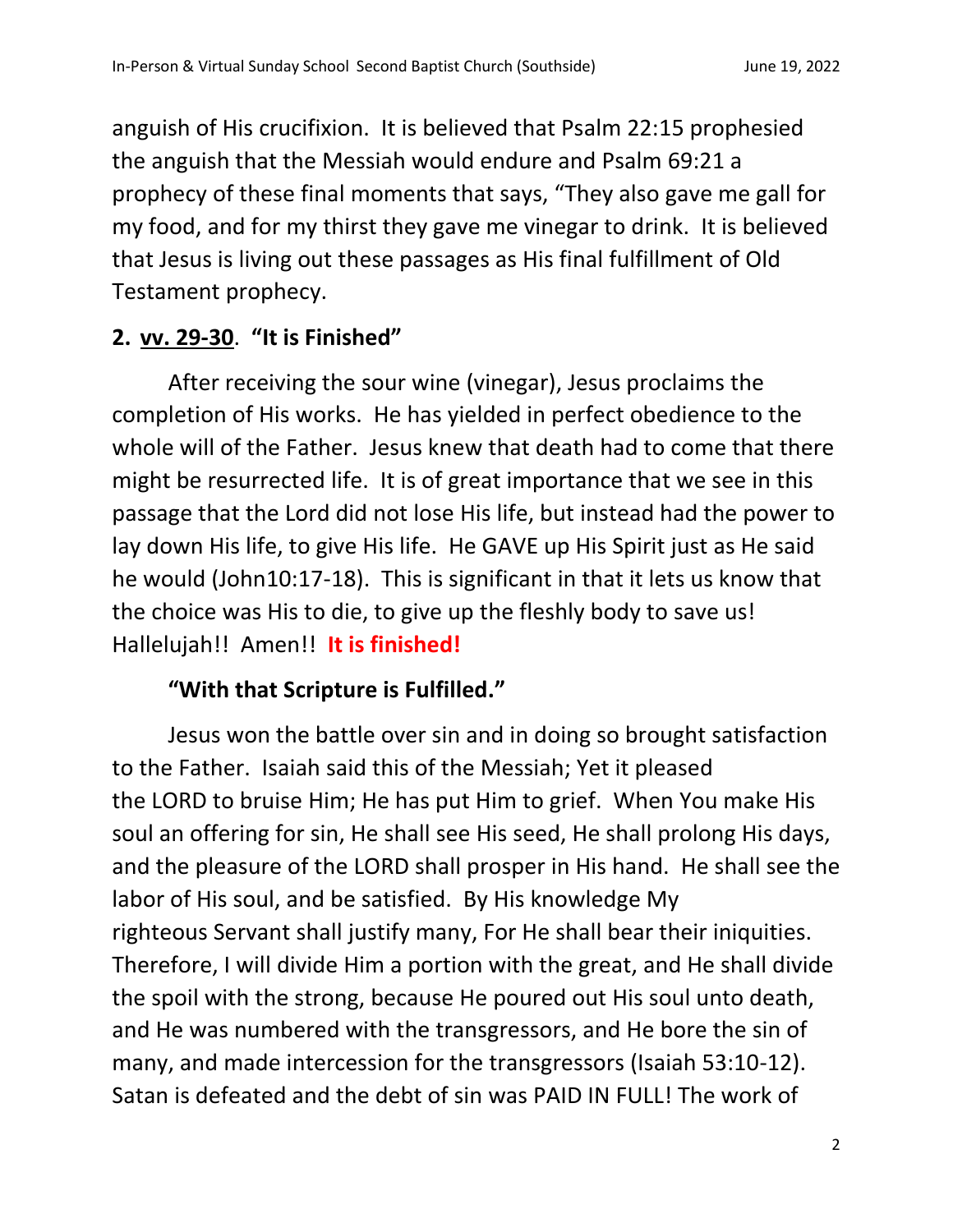anguish of His crucifixion. It is believed that Psalm 22:15 prophesied the anguish that the Messiah would endure and Psalm 69:21 a prophecy of these final moments that says, "They also gave me gall for my food, and for my thirst they gave me vinegar to drink. It is believed that Jesus is living out these passages as His final fulfillment of Old Testament prophecy.

## 2. vv. 29-30. "It is Finished"

After receiving the sour wine (vinegar), Jesus proclaims the completion of His works. He has yielded in perfect obedience to the whole will of the Father. Jesus knew that death had to come that there might be resurrected life. It is of great importance that we see in this passage that the Lord did not lose His life, but instead had the power to lay down His life, to give His life. He GAVE up His Spirit just as He said he would (John10:17-18). This is significant in that it lets us know that the choice was His to die, to give up the fleshly body to save us! Hallelujah!! Amen!! **It is finished!**

**"With that Scripture is Fulfilled."**

Jesus won the battle over sin and in doing so brought satisfaction to the Father. Isaiah said this of the Messiah; Yet it pleased the LORD to bruise Him; He has put Him to grief. When You make His soul an offering for sin, He shall see His seed, He shall prolong His days, and the pleasure of the LORD shall prosper in His hand. He shall see the labor of His soul, and be satisfied. By His knowledge My righteous Servant shall justify many, For He shall bear their iniquities. Therefore, I will divide Him a portion with the great, and He shall divide the spoil with the strong, because He poured out His soul unto death, and He was numbered with the transgressors, and He bore the sin of many, and made intercession for the transgressors (Isaiah 53:10-12). Satan is defeated and the debt of sin was PAID IN FULL! The work of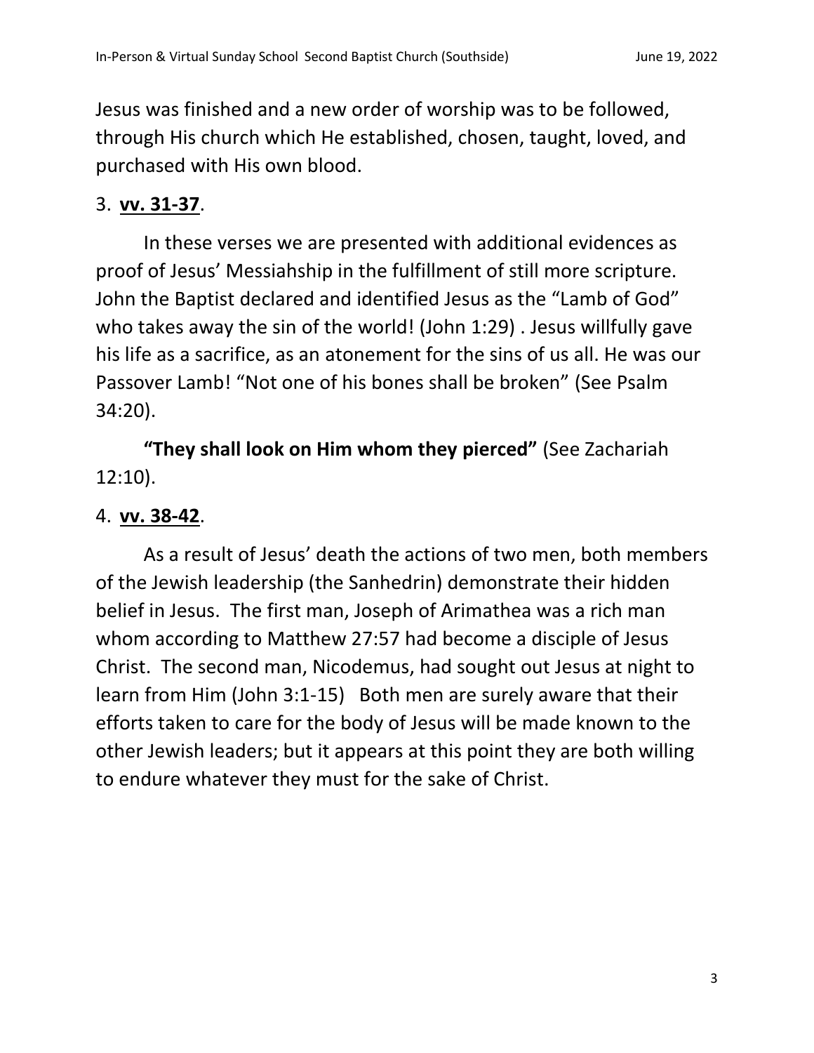Jesus was finished and a new order of worship was to be followed, through His church which He established, chosen, taught, loved, and purchased with His own blood.

3. **vv. 31-37**.

In these verses we are presented with additional evidences as proof of Jesus' Messiahship in the fulfillment of still more scripture. John the Baptist declared and identified Jesus as the "Lamb of God" who takes away the sin of the world! (John 1:29) . Jesus willfully gave his life as a sacrifice, as an atonement for the sins of us all. He was our Passover Lamb! "Not one of his bones shall be broken" (See Psalm 34:20).

**"They shall look on Him whom they pierced"** (See Zachariah 12:10).

4. **vv. 38-42**.

As a result of Jesus' death the actions of two men, both members of the Jewish leadership (the Sanhedrin) demonstrate their hidden belief in Jesus. The first man, Joseph of Arimathea was a rich man whom according to Matthew 27:57 had become a disciple of Jesus Christ. The second man, Nicodemus, had sought out Jesus at night to learn from Him (John 3:1-15) Both men are surely aware that their efforts taken to care for the body of Jesus will be made known to the other Jewish leaders; but it appears at this point they are both willing to endure whatever they must for the sake of Christ.